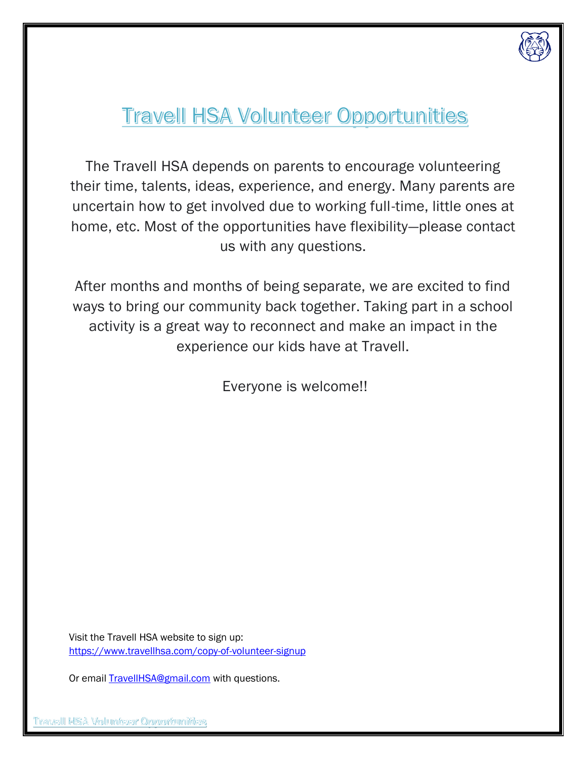# Travell HSA Volunteer Opportunities

The Travell HSA depends on parents to encourage volunteering their time, talents, ideas, experience, and energy. Many parents are uncertain how to get involved due to working full-time, little ones at home, etc. Most of the opportunities have flexibility—please contact us with any questions.

After months and months of being separate, we are excited to find ways to bring our community back together. Taking part in a school activity is a great way to reconnect and make an impact in the experience our kids have at Travell.

Everyone is welcome!!

Visit the Travell HSA website to sign up:
https://www.travellhsa.com/copy-of-volunteer-signup

Or email TravellHSA@gmail.com with questions.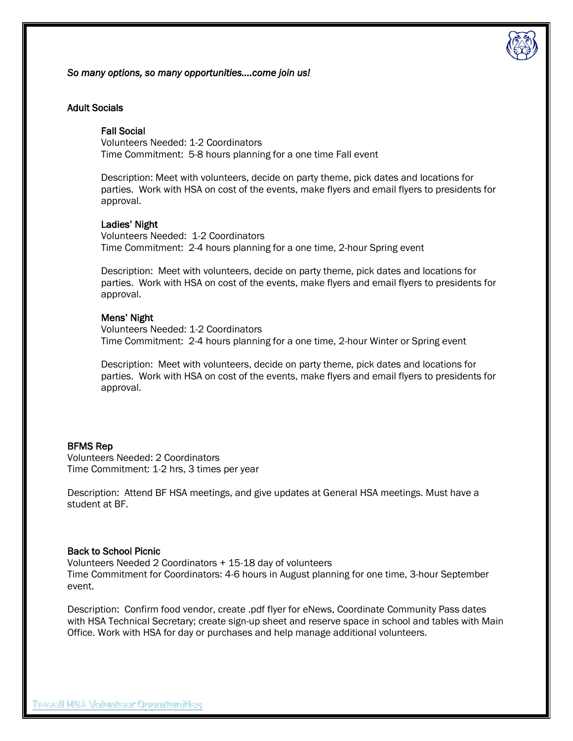*So many options, so many opportunities….come join us!*

## Adult Socials

### Fall Social

Volunteers Needed: 1-2 Coordinators
Time Commitment: 5-8 hours planning for a one time Fall event

Description: Meet with volunteers, decide on party theme, pick dates and locations for parties. Work with HSA on cost of the events, make flyers and email flyers to presidents for approval.

### Ladies' Night

Volunteers Needed: 1-2 Coordinators
Time Commitment: 2-4 hours planning for a one time, 2-hour Spring event

Description: Meet with volunteers, decide on party theme, pick dates and locations for parties. Work with HSA on cost of the events, make flyers and email flyers to presidents for approval.

### Mens' Night

Volunteers Needed: 1-2 Coordinators
Time Commitment: 2-4 hours planning for a one time, 2-hour Winter or Spring event

Description: Meet with volunteers, decide on party theme, pick dates and locations for parties. Work with HSA on cost of the events, make flyers and email flyers to presidents for approval.

## BFMS Rep

Volunteers Needed: 2 Coordinators
Time Commitment: 1-2 hrs, 3 times per year

Description: Attend BF HSA meetings, and give updates at General HSA meetings. Must have a student at BF.

## Back to School Picnic

Volunteers Needed 2 Coordinators + 15-18 day of volunteers
Time Commitment for Coordinators: 4-6 hours in August planning for one time, 3-hour September event.

Description: Confirm food vendor, create .pdf flyer for eNews, Coordinate Community Pass dates with HSA Technical Secretary; create sign-up sheet and reserve space in school and tables with Main Office. Work with HSA for day or purchases and help manage additional volunteers.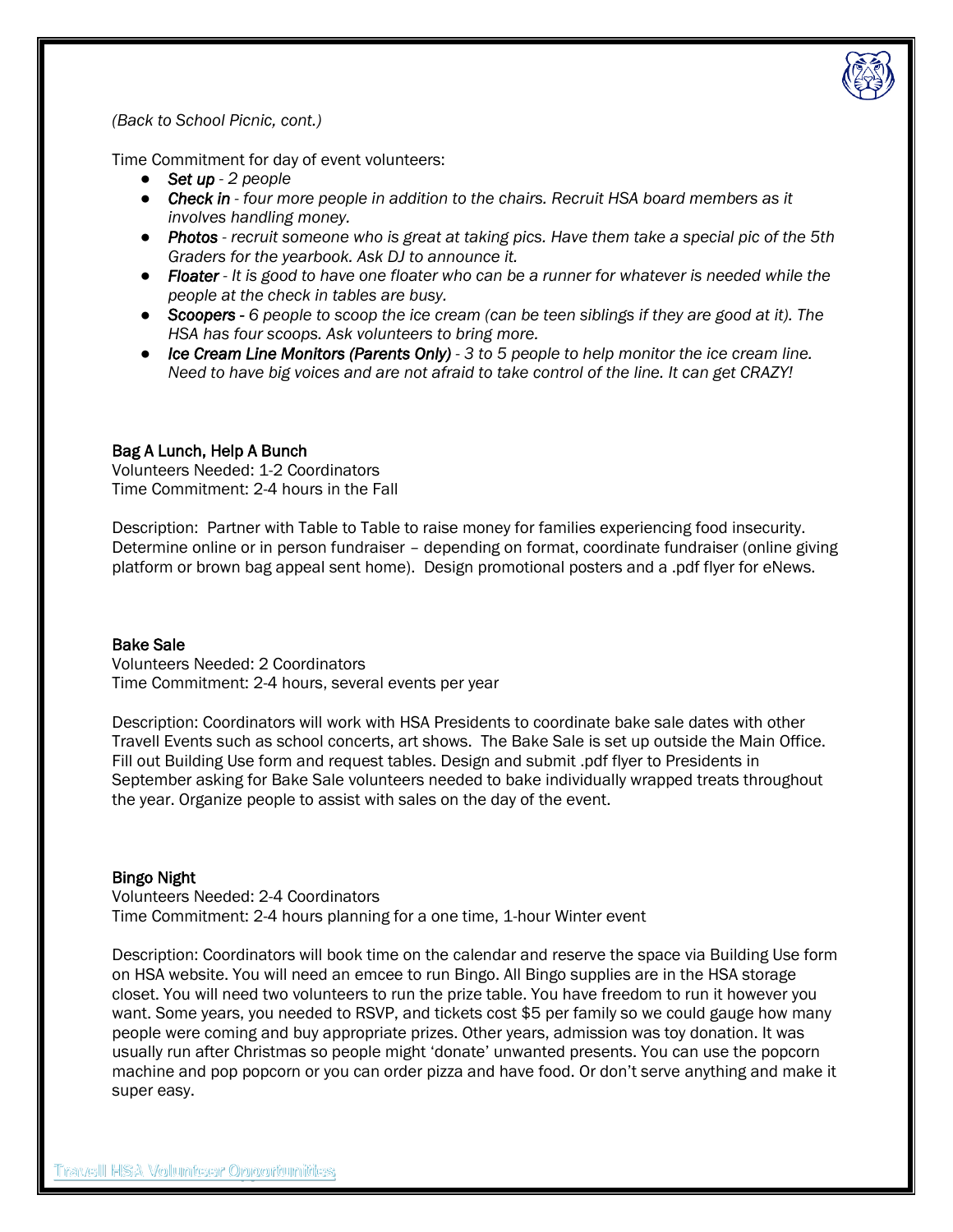*(Back to School Picnic, cont.)*

Time Commitment for day of event volunteers:

- ***Set up*** *- 2 people*
- ***Check in*** *- four more people in addition to the chairs. Recruit HSA board members as it involves handling money.*
- ***Photos*** *- recruit someone who is great at taking pics. Have them take a special pic of the 5th Graders for the yearbook. Ask DJ to announce it.*
- ***Floater*** *- It is good to have one floater who can be a runner for whatever is needed while the people at the check in tables are busy.*
- ***Scoopers*** *- 6 people to scoop the ice cream (can be teen siblings if they are good at it). The HSA has four scoops. Ask volunteers to bring more.*
- ***Ice Cream Line Monitors (Parents Only)*** *- 3 to 5 people to help monitor the ice cream line. Need to have big voices and are not afraid to take control of the line. It can get CRAZY!*

### Bag A Lunch, Help A Bunch

Volunteers Needed: 1-2 Coordinators
Time Commitment: 2-4 hours in the Fall

Description: Partner with Table to Table to raise money for families experiencing food insecurity. Determine online or in person fundraiser – depending on format, coordinate fundraiser (online giving platform or brown bag appeal sent home). Design promotional posters and a .pdf flyer for eNews.

### Bake Sale

Volunteers Needed: 2 Coordinators
Time Commitment: 2-4 hours, several events per year

Description: Coordinators will work with HSA Presidents to coordinate bake sale dates with other Travell Events such as school concerts, art shows. The Bake Sale is set up outside the Main Office. Fill out Building Use form and request tables. Design and submit .pdf flyer to Presidents in September asking for Bake Sale volunteers needed to bake individually wrapped treats throughout the year. Organize people to assist with sales on the day of the event.

### Bingo Night

Volunteers Needed: 2-4 Coordinators
Time Commitment: 2-4 hours planning for a one time, 1-hour Winter event

Description: Coordinators will book time on the calendar and reserve the space via Building Use form on HSA website. You will need an emcee to run Bingo. All Bingo supplies are in the HSA storage closet. You will need two volunteers to run the prize table. You have freedom to run it however you want. Some years, you needed to RSVP, and tickets cost $5 per family so we could gauge how many people were coming and buy appropriate prizes. Other years, admission was toy donation. It was usually run after Christmas so people might 'donate' unwanted presents. You can use the popcorn machine and pop popcorn or you can order pizza and have food. Or don't serve anything and make it super easy.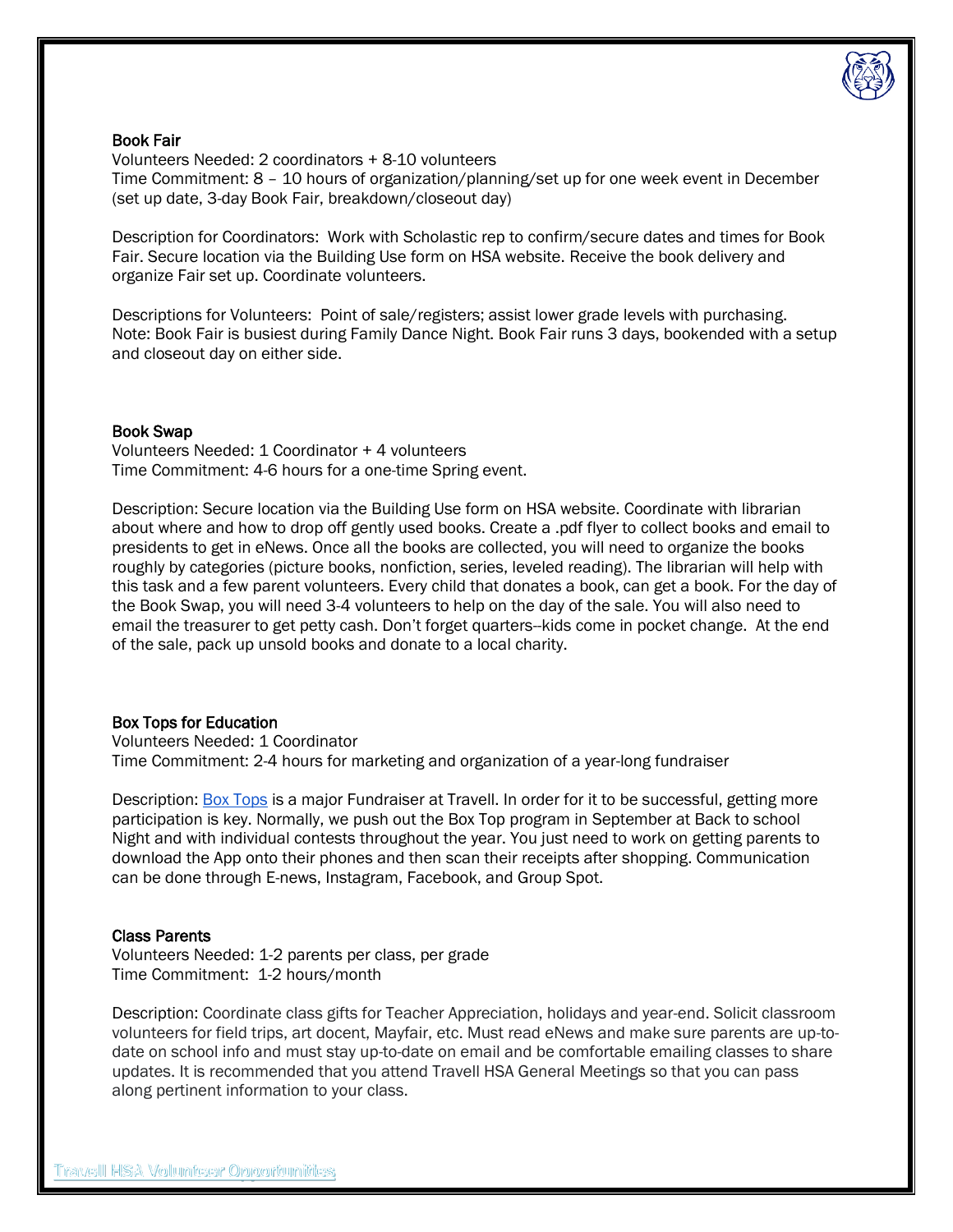### Book Fair

Volunteers Needed: 2 coordinators + 8-10 volunteers
Time Commitment: 8 – 10 hours of organization/planning/set up for one week event in December (set up date, 3-day Book Fair, breakdown/closeout day)

Description for Coordinators: Work with Scholastic rep to confirm/secure dates and times for Book Fair. Secure location via the Building Use form on HSA website. Receive the book delivery and organize Fair set up. Coordinate volunteers.

Descriptions for Volunteers: Point of sale/registers; assist lower grade levels with purchasing. Note: Book Fair is busiest during Family Dance Night. Book Fair runs 3 days, bookended with a setup and closeout day on either side.

### Book Swap

Volunteers Needed: 1 Coordinator + 4 volunteers
Time Commitment: 4-6 hours for a one-time Spring event.

Description: Secure location via the Building Use form on HSA website. Coordinate with librarian about where and how to drop off gently used books. Create a .pdf flyer to collect books and email to presidents to get in eNews. Once all the books are collected, you will need to organize the books roughly by categories (picture books, nonfiction, series, leveled reading). The librarian will help with this task and a few parent volunteers. Every child that donates a book, can get a book. For the day of the Book Swap, you will need 3-4 volunteers to help on the day of the sale. You will also need to email the treasurer to get petty cash. Don't forget quarters--kids come in pocket change. At the end of the sale, pack up unsold books and donate to a local charity.

### Box Tops for Education

Volunteers Needed: 1 Coordinator
Time Commitment: 2-4 hours for marketing and organization of a year-long fundraiser

Description: Box Tops is a major Fundraiser at Travell. In order for it to be successful, getting more participation is key. Normally, we push out the Box Top program in September at Back to school Night and with individual contests throughout the year. You just need to work on getting parents to download the App onto their phones and then scan their receipts after shopping. Communication can be done through E-news, Instagram, Facebook, and Group Spot.

### Class Parents

Volunteers Needed: 1-2 parents per class, per grade
Time Commitment: 1-2 hours/month

Description: Coordinate class gifts for Teacher Appreciation, holidays and year-end. Solicit classroom volunteers for field trips, art docent, Mayfair, etc. Must read eNews and make sure parents are up-to-date on school info and must stay up-to-date on email and be comfortable emailing classes to share updates. It is recommended that you attend Travell HSA General Meetings so that you can pass along pertinent information to your class.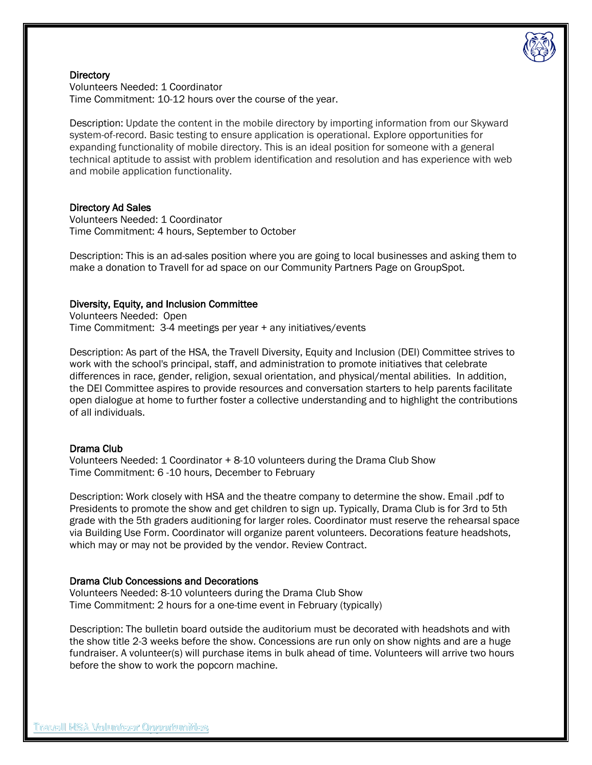### Directory

Volunteers Needed: 1 Coordinator
Time Commitment: 10-12 hours over the course of the year.

Description: Update the content in the mobile directory by importing information from our Skyward system-of-record. Basic testing to ensure application is operational. Explore opportunities for expanding functionality of mobile directory. This is an ideal position for someone with a general technical aptitude to assist with problem identification and resolution and has experience with web and mobile application functionality.

### Directory Ad Sales

Volunteers Needed: 1 Coordinator
Time Commitment: 4 hours, September to October

Description: This is an ad-sales position where you are going to local businesses and asking them to make a donation to Travell for ad space on our Community Partners Page on GroupSpot.

### Diversity, Equity, and Inclusion Committee

Volunteers Needed: Open
Time Commitment: 3-4 meetings per year + any initiatives/events

Description: As part of the HSA, the Travell Diversity, Equity and Inclusion (DEI) Committee strives to work with the school's principal, staff, and administration to promote initiatives that celebrate differences in race, gender, religion, sexual orientation, and physical/mental abilities. In addition, the DEI Committee aspires to provide resources and conversation starters to help parents facilitate open dialogue at home to further foster a collective understanding and to highlight the contributions of all individuals.

### Drama Club

Volunteers Needed: 1 Coordinator + 8-10 volunteers during the Drama Club Show
Time Commitment: 6 -10 hours, December to February

Description: Work closely with HSA and the theatre company to determine the show. Email .pdf to Presidents to promote the show and get children to sign up. Typically, Drama Club is for 3rd to 5th grade with the 5th graders auditioning for larger roles. Coordinator must reserve the rehearsal space via Building Use Form. Coordinator will organize parent volunteers. Decorations feature headshots, which may or may not be provided by the vendor. Review Contract.

### Drama Club Concessions and Decorations

Volunteers Needed: 8-10 volunteers during the Drama Club Show
Time Commitment: 2 hours for a one-time event in February (typically)

Description: The bulletin board outside the auditorium must be decorated with headshots and with the show title 2-3 weeks before the show. Concessions are run only on show nights and are a huge fundraiser. A volunteer(s) will purchase items in bulk ahead of time. Volunteers will arrive two hours before the show to work the popcorn machine.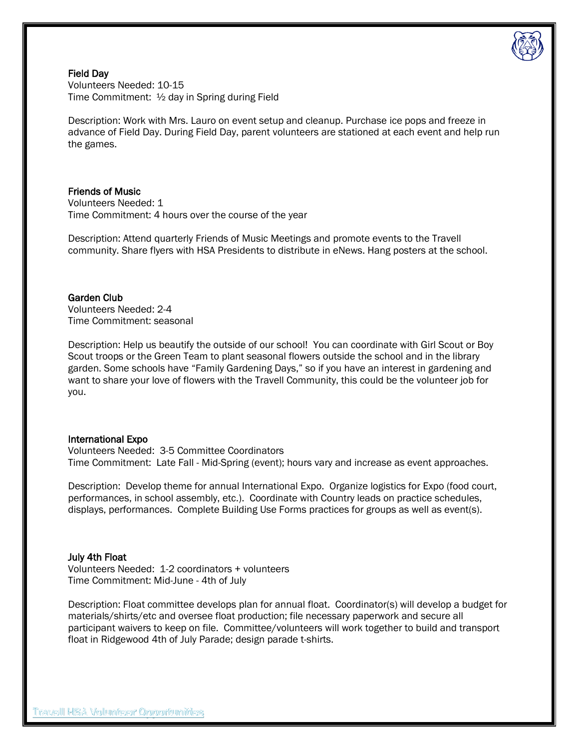### Field Day

Volunteers Needed: 10-15
Time Commitment: ½ day in Spring during Field

Description: Work with Mrs. Lauro on event setup and cleanup. Purchase ice pops and freeze in advance of Field Day. During Field Day, parent volunteers are stationed at each event and help run the games.

### Friends of Music

Volunteers Needed: 1
Time Commitment: 4 hours over the course of the year

Description: Attend quarterly Friends of Music Meetings and promote events to the Travell community. Share flyers with HSA Presidents to distribute in eNews. Hang posters at the school.

### Garden Club

Volunteers Needed: 2-4
Time Commitment: seasonal

Description: Help us beautify the outside of our school! You can coordinate with Girl Scout or Boy Scout troops or the Green Team to plant seasonal flowers outside the school and in the library garden. Some schools have "Family Gardening Days," so if you have an interest in gardening and want to share your love of flowers with the Travell Community, this could be the volunteer job for you.

### International Expo

Volunteers Needed: 3-5 Committee Coordinators
Time Commitment: Late Fall - Mid-Spring (event); hours vary and increase as event approaches.

Description: Develop theme for annual International Expo. Organize logistics for Expo (food court, performances, in school assembly, etc.). Coordinate with Country leads on practice schedules, displays, performances. Complete Building Use Forms practices for groups as well as event(s).

### July 4th Float

Volunteers Needed: 1-2 coordinators + volunteers
Time Commitment: Mid-June - 4th of July

Description: Float committee develops plan for annual float. Coordinator(s) will develop a budget for materials/shirts/etc and oversee float production; file necessary paperwork and secure all participant waivers to keep on file. Committee/volunteers will work together to build and transport float in Ridgewood 4th of July Parade; design parade t-shirts.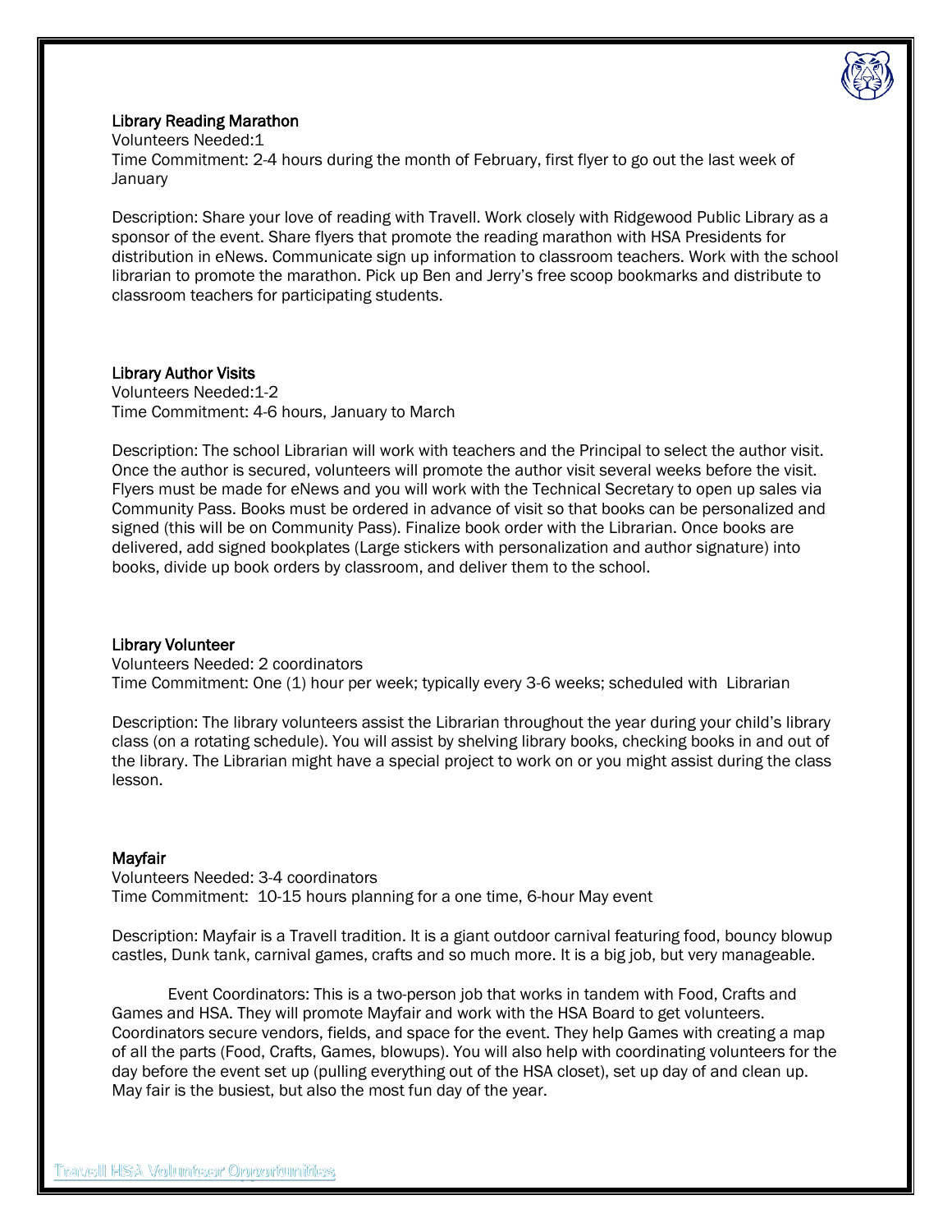### Library Reading Marathon

Volunteers Needed:1

Time Commitment: 2-4 hours during the month of February, first flyer to go out the last week of January

Description: Share your love of reading with Travell. Work closely with Ridgewood Public Library as a sponsor of the event. Share flyers that promote the reading marathon with HSA Presidents for distribution in eNews. Communicate sign up information to classroom teachers. Work with the school librarian to promote the marathon. Pick up Ben and Jerry's free scoop bookmarks and distribute to classroom teachers for participating students.

### Library Author Visits

Volunteers Needed:1-2

Time Commitment: 4-6 hours, January to March

Description: The school Librarian will work with teachers and the Principal to select the author visit. Once the author is secured, volunteers will promote the author visit several weeks before the visit. Flyers must be made for eNews and you will work with the Technical Secretary to open up sales via Community Pass. Books must be ordered in advance of visit so that books can be personalized and signed (this will be on Community Pass). Finalize book order with the Librarian. Once books are delivered, add signed bookplates (Large stickers with personalization and author signature) into books, divide up book orders by classroom, and deliver them to the school.

### Library Volunteer

Volunteers Needed: 2 coordinators

Time Commitment: One (1) hour per week; typically every 3-6 weeks; scheduled with Librarian

Description: The library volunteers assist the Librarian throughout the year during your child's library class (on a rotating schedule). You will assist by shelving library books, checking books in and out of the library. The Librarian might have a special project to work on or you might assist during the class lesson.

### Mayfair

Volunteers Needed: 3-4 coordinators

Time Commitment: 10-15 hours planning for a one time, 6-hour May event

Description: Mayfair is a Travell tradition. It is a giant outdoor carnival featuring food, bouncy blowup castles, Dunk tank, carnival games, crafts and so much more. It is a big job, but very manageable.

Event Coordinators: This is a two-person job that works in tandem with Food, Crafts and Games and HSA. They will promote Mayfair and work with the HSA Board to get volunteers. Coordinators secure vendors, fields, and space for the event. They help Games with creating a map of all the parts (Food, Crafts, Games, blowups). You will also help with coordinating volunteers for the day before the event set up (pulling everything out of the HSA closet), set up day of and clean up. May fair is the busiest, but also the most fun day of the year.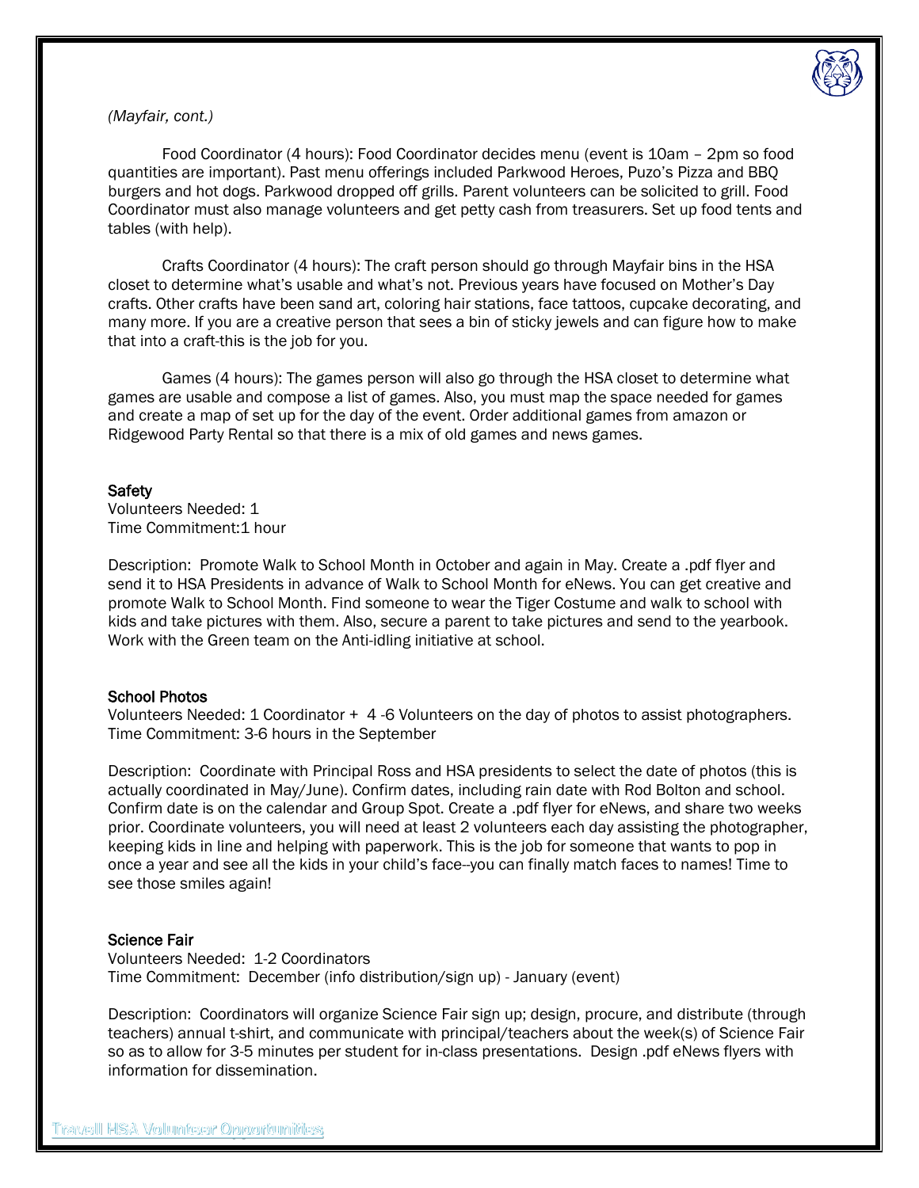*(Mayfair, cont.)*

Food Coordinator (4 hours): Food Coordinator decides menu (event is 10am – 2pm so food quantities are important). Past menu offerings included Parkwood Heroes, Puzo's Pizza and BBQ burgers and hot dogs. Parkwood dropped off grills. Parent volunteers can be solicited to grill. Food Coordinator must also manage volunteers and get petty cash from treasurers. Set up food tents and tables (with help).

Crafts Coordinator (4 hours): The craft person should go through Mayfair bins in the HSA closet to determine what's usable and what's not. Previous years have focused on Mother's Day crafts. Other crafts have been sand art, coloring hair stations, face tattoos, cupcake decorating, and many more. If you are a creative person that sees a bin of sticky jewels and can figure how to make that into a craft-this is the job for you.

Games (4 hours): The games person will also go through the HSA closet to determine what games are usable and compose a list of games. Also, you must map the space needed for games and create a map of set up for the day of the event. Order additional games from amazon or Ridgewood Party Rental so that there is a mix of old games and news games.

### Safety

Volunteers Needed: 1
Time Commitment:1 hour

Description: Promote Walk to School Month in October and again in May. Create a .pdf flyer and send it to HSA Presidents in advance of Walk to School Month for eNews. You can get creative and promote Walk to School Month. Find someone to wear the Tiger Costume and walk to school with kids and take pictures with them. Also, secure a parent to take pictures and send to the yearbook. Work with the Green team on the Anti-idling initiative at school.

### School Photos

Volunteers Needed: 1 Coordinator + 4 -6 Volunteers on the day of photos to assist photographers.
Time Commitment: 3-6 hours in the September

Description: Coordinate with Principal Ross and HSA presidents to select the date of photos (this is actually coordinated in May/June). Confirm dates, including rain date with Rod Bolton and school. Confirm date is on the calendar and Group Spot. Create a .pdf flyer for eNews, and share two weeks prior. Coordinate volunteers, you will need at least 2 volunteers each day assisting the photographer, keeping kids in line and helping with paperwork. This is the job for someone that wants to pop in once a year and see all the kids in your child's face--you can finally match faces to names! Time to see those smiles again!

### Science Fair

Volunteers Needed: 1-2 Coordinators
Time Commitment: December (info distribution/sign up) - January (event)

Description: Coordinators will organize Science Fair sign up; design, procure, and distribute (through teachers) annual t-shirt, and communicate with principal/teachers about the week(s) of Science Fair so as to allow for 3-5 minutes per student for in-class presentations. Design .pdf eNews flyers with information for dissemination.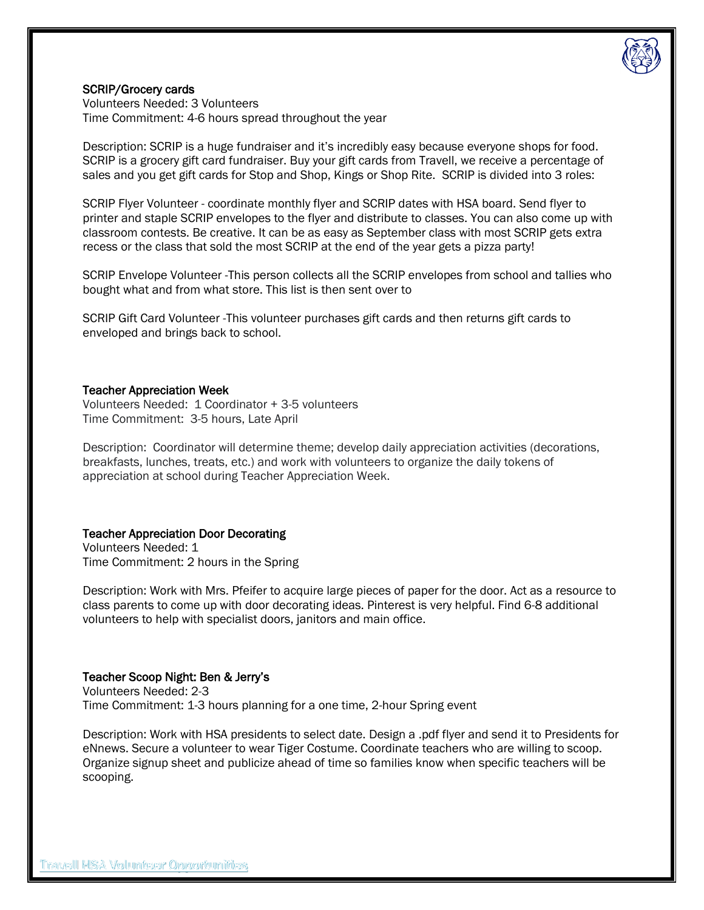### SCRIP/Grocery cards

Volunteers Needed: 3 Volunteers
Time Commitment: 4-6 hours spread throughout the year

Description: SCRIP is a huge fundraiser and it's incredibly easy because everyone shops for food. SCRIP is a grocery gift card fundraiser. Buy your gift cards from Travell, we receive a percentage of sales and you get gift cards for Stop and Shop, Kings or Shop Rite. SCRIP is divided into 3 roles:

SCRIP Flyer Volunteer - coordinate monthly flyer and SCRIP dates with HSA board. Send flyer to printer and staple SCRIP envelopes to the flyer and distribute to classes. You can also come up with classroom contests. Be creative. It can be as easy as September class with most SCRIP gets extra recess or the class that sold the most SCRIP at the end of the year gets a pizza party!

SCRIP Envelope Volunteer -This person collects all the SCRIP envelopes from school and tallies who bought what and from what store. This list is then sent over to

SCRIP Gift Card Volunteer -This volunteer purchases gift cards and then returns gift cards to enveloped and brings back to school.

### Teacher Appreciation Week

Volunteers Needed: 1 Coordinator + 3-5 volunteers
Time Commitment: 3-5 hours, Late April

Description: Coordinator will determine theme; develop daily appreciation activities (decorations, breakfasts, lunches, treats, etc.) and work with volunteers to organize the daily tokens of appreciation at school during Teacher Appreciation Week.

### Teacher Appreciation Door Decorating

Volunteers Needed: 1
Time Commitment: 2 hours in the Spring

Description: Work with Mrs. Pfeifer to acquire large pieces of paper for the door. Act as a resource to class parents to come up with door decorating ideas. Pinterest is very helpful. Find 6-8 additional volunteers to help with specialist doors, janitors and main office.

### Teacher Scoop Night: Ben & Jerry's

Volunteers Needed: 2-3
Time Commitment: 1-3 hours planning for a one time, 2-hour Spring event

Description: Work with HSA presidents to select date. Design a .pdf flyer and send it to Presidents for eNnews. Secure a volunteer to wear Tiger Costume. Coordinate teachers who are willing to scoop. Organize signup sheet and publicize ahead of time so families know when specific teachers will be scooping.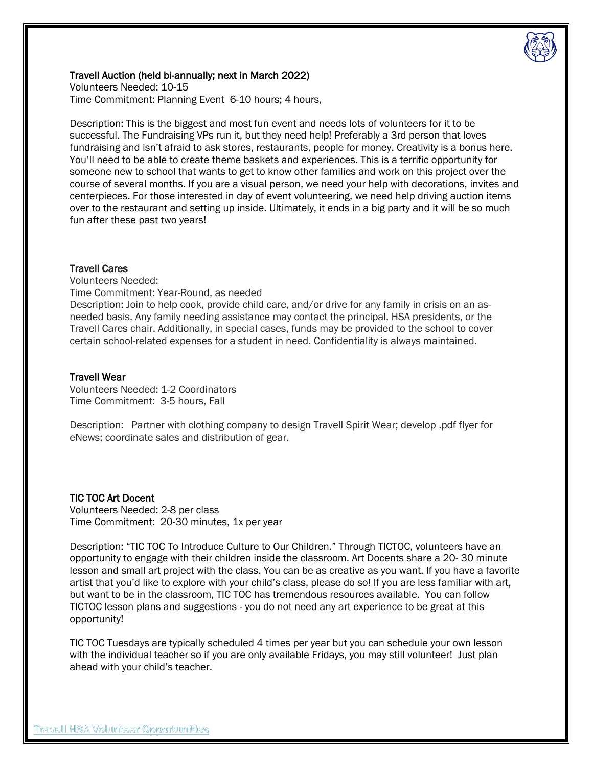### Travell Auction (held bi-annually; next in March 2022)

Volunteers Needed: 10-15
Time Commitment: Planning Event 6-10 hours; 4 hours,

Description: This is the biggest and most fun event and needs lots of volunteers for it to be successful. The Fundraising VPs run it, but they need help! Preferably a 3rd person that loves fundraising and isn't afraid to ask stores, restaurants, people for money. Creativity is a bonus here. You'll need to be able to create theme baskets and experiences. This is a terrific opportunity for someone new to school that wants to get to know other families and work on this project over the course of several months. If you are a visual person, we need your help with decorations, invites and centerpieces. For those interested in day of event volunteering, we need help driving auction items over to the restaurant and setting up inside. Ultimately, it ends in a big party and it will be so much fun after these past two years!

### Travell Cares

Volunteers Needed:
Time Commitment: Year-Round, as needed
Description: Join to help cook, provide child care, and/or drive for any family in crisis on an as-needed basis. Any family needing assistance may contact the principal, HSA presidents, or the Travell Cares chair. Additionally, in special cases, funds may be provided to the school to cover certain school-related expenses for a student in need. Confidentiality is always maintained.

### Travell Wear

Volunteers Needed: 1-2 Coordinators
Time Commitment: 3-5 hours, Fall

Description: Partner with clothing company to design Travell Spirit Wear; develop .pdf flyer for eNews; coordinate sales and distribution of gear.

### TIC TOC Art Docent

Volunteers Needed: 2-8 per class
Time Commitment: 20-30 minutes, 1x per year

Description: "TIC TOC To Introduce Culture to Our Children." Through TICTOC, volunteers have an opportunity to engage with their children inside the classroom. Art Docents share a 20- 30 minute lesson and small art project with the class. You can be as creative as you want. If you have a favorite artist that you'd like to explore with your child's class, please do so! If you are less familiar with art, but want to be in the classroom, TIC TOC has tremendous resources available. You can follow TICTOC lesson plans and suggestions - you do not need any art experience to be great at this opportunity!

TIC TOC Tuesdays are typically scheduled 4 times per year but you can schedule your own lesson with the individual teacher so if you are only available Fridays, you may still volunteer! Just plan ahead with your child's teacher.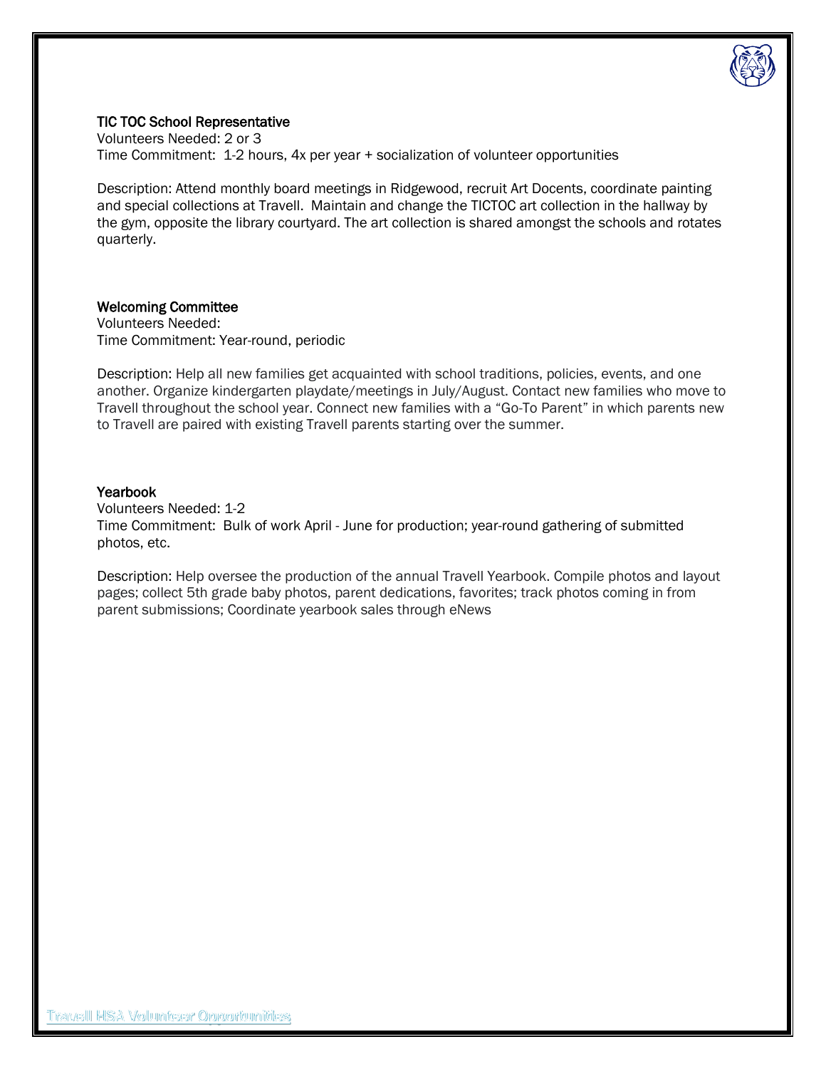### TIC TOC School Representative

Volunteers Needed: 2 or 3
Time Commitment: 1-2 hours, 4x per year + socialization of volunteer opportunities

Description: Attend monthly board meetings in Ridgewood, recruit Art Docents, coordinate painting and special collections at Travell. Maintain and change the TICTOC art collection in the hallway by the gym, opposite the library courtyard. The art collection is shared amongst the schools and rotates quarterly.

### Welcoming Committee

Volunteers Needed:
Time Commitment: Year-round, periodic

Description: Help all new families get acquainted with school traditions, policies, events, and one another. Organize kindergarten playdate/meetings in July/August. Contact new families who move to Travell throughout the school year. Connect new families with a "Go-To Parent" in which parents new to Travell are paired with existing Travell parents starting over the summer.

### Yearbook

Volunteers Needed: 1-2
Time Commitment: Bulk of work April - June for production; year-round gathering of submitted photos, etc.

Description: Help oversee the production of the annual Travell Yearbook. Compile photos and layout pages; collect 5th grade baby photos, parent dedications, favorites; track photos coming in from parent submissions; Coordinate yearbook sales through eNews